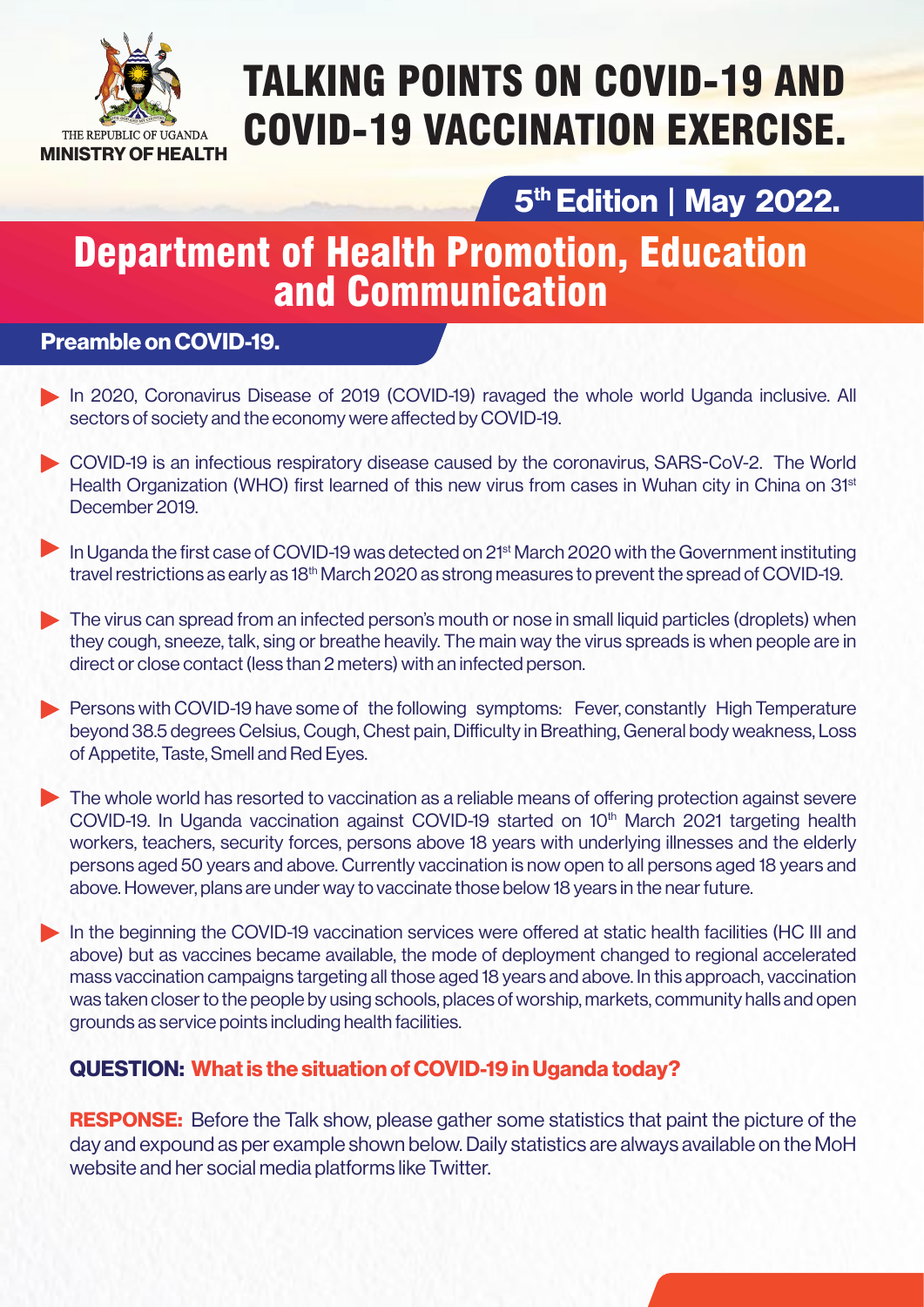THE REPUBLIC OF UGANDA
**MINISTRY OF HEALTH**

# TALKING POINTS ON COVID-19 AND COVID-19 VACCINATION EXERCISE.

**5th Edition | May 2022.**

# Department of Health Promotion, Education and Communication

## Preamble on COVID-19.

- In 2020, Coronavirus Disease of 2019 (COVID-19) ravaged the whole world Uganda inclusive. All sectors of society and the economy were affected by COVID-19.
- COVID-19 is an infectious respiratory disease caused by the coronavirus, SARS-CoV-2. The World Health Organization (WHO) first learned of this new virus from cases in Wuhan city in China on 31st December 2019.
- In Uganda the first case of COVID-19 was detected on 21st March 2020 with the Government instituting travel restrictions as early as 18th March 2020 as strong measures to prevent the spread of COVID-19.
- The virus can spread from an infected person's mouth or nose in small liquid particles (droplets) when they cough, sneeze, talk, sing or breathe heavily. The main way the virus spreads is when people are in direct or close contact (less than 2 meters) with an infected person.
- Persons with COVID-19 have some of the following symptoms: Fever, constantly High Temperature beyond 38.5 degrees Celsius, Cough, Chest pain, Difficulty in Breathing, General body weakness, Loss of Appetite, Taste, Smell and Red Eyes.
- The whole world has resorted to vaccination as a reliable means of offering protection against severe COVID-19. In Uganda vaccination against COVID-19 started on 10th March 2021 targeting health workers, teachers, security forces, persons above 18 years with underlying illnesses and the elderly persons aged 50 years and above. Currently vaccination is now open to all persons aged 18 years and above. However, plans are under way to vaccinate those below 18 years in the near future.
- In the beginning the COVID-19 vaccination services were offered at static health facilities (HC III and above) but as vaccines became available, the mode of deployment changed to regional accelerated mass vaccination campaigns targeting all those aged 18 years and above. In this approach, vaccination was taken closer to the people by using schools, places of worship, markets, community halls and open grounds as service points including health facilities.

### QUESTION: What is the situation of COVID-19 in Uganda today?

**RESPONSE:** Before the Talk show, please gather some statistics that paint the picture of the day and expound as per example shown below. Daily statistics are always available on the MoH website and her social media platforms like Twitter.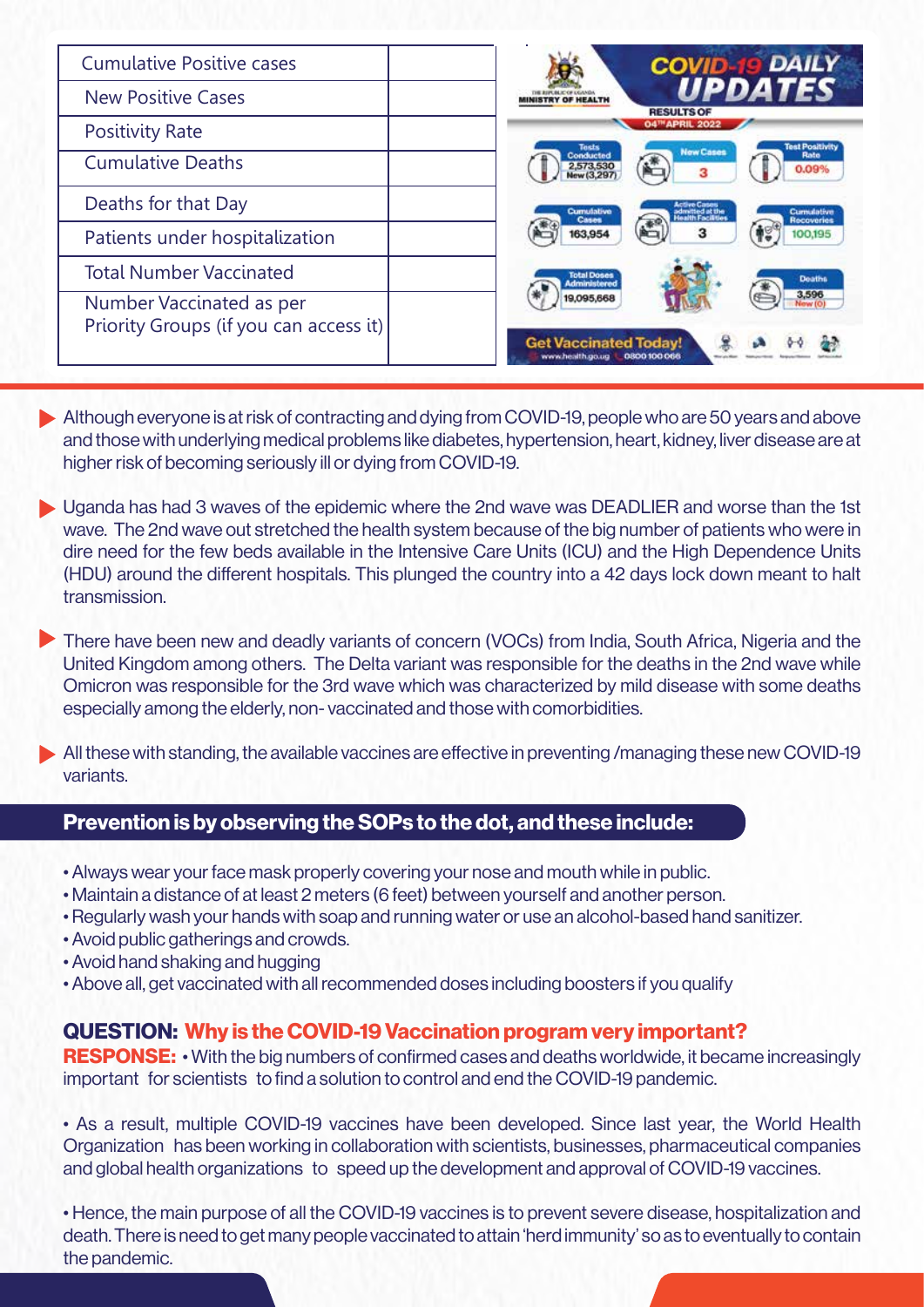| Cumulative Positive cases | |
|---|---|
| New Positive Cases | |
| Positivity Rate | |
| Cumulative Deaths | |
| Deaths for that Day | |
| Patients under hospitalization | |
| Total Number Vaccinated | |
| Number Vaccinated as per Priority Groups (if you can access it) | |

THE REPUBLIC OF UGANDA MINISTRY OF HEALTH

**COVID-19 DAILY UPDATES**

RESULTS OF 04TH APRIL 2022

| Tests Conducted | New Cases | Test Positivity Rate |
|---|---|---|
| 2,573,530 New (3,297) | 3 | 0.09% |

| Cumulative Cases | Active Cases admitted at the Health Facilities | Cumulative Recoveries |
|---|---|---|
| 163,954 | 3 | 100,195 |

| Total Doses Administered | Deaths |
|---|---|
| 19,095,668 | 3,596 New (0) |

Get Vaccinated Today! www.health.go.ug 0800 100 066

- Although everyone is at risk of contracting and dying from COVID-19, people who are 50 years and above and those with underlying medical problems like diabetes, hypertension, heart, kidney, liver disease are at higher risk of becoming seriously ill or dying from COVID-19.
- Uganda has had 3 waves of the epidemic where the 2nd wave was DEADLIER and worse than the 1st wave. The 2nd wave out stretched the health system because of the big number of patients who were in dire need for the few beds available in the Intensive Care Units (ICU) and the High Dependence Units (HDU) around the different hospitals. This plunged the country into a 42 days lock down meant to halt transmission.
- There have been new and deadly variants of concern (VOCs) from India, South Africa, Nigeria and the United Kingdom among others. The Delta variant was responsible for the deaths in the 2nd wave while Omicron was responsible for the 3rd wave which was characterized by mild disease with some deaths especially among the elderly, non- vaccinated and those with comorbidities.
- All these with standing, the available vaccines are effective in preventing /managing these new COVID-19 variants.

## Prevention is by observing the SOPs to the dot, and these include:

- Always wear your face mask properly covering your nose and mouth while in public.
- Maintain a distance of at least 2 meters (6 feet) between yourself and another person.
- Regularly wash your hands with soap and running water or use an alcohol-based hand sanitizer.
- Avoid public gatherings and crowds.
- Avoid hand shaking and hugging
- Above all, get vaccinated with all recommended doses including boosters if you qualify

### QUESTION: Why is the COVID-19 Vaccination program very important?

**RESPONSE:** • With the big numbers of confirmed cases and deaths worldwide, it became increasingly important for scientists to find a solution to control and end the COVID-19 pandemic.

• As a result, multiple COVID-19 vaccines have been developed. Since last year, the World Health Organization has been working in collaboration with scientists, businesses, pharmaceutical companies and global health organizations to speed up the development and approval of COVID-19 vaccines.

• Hence, the main purpose of all the COVID-19 vaccines is to prevent severe disease, hospitalization and death. There is need to get many people vaccinated to attain 'herd immunity' so as to eventually to contain the pandemic.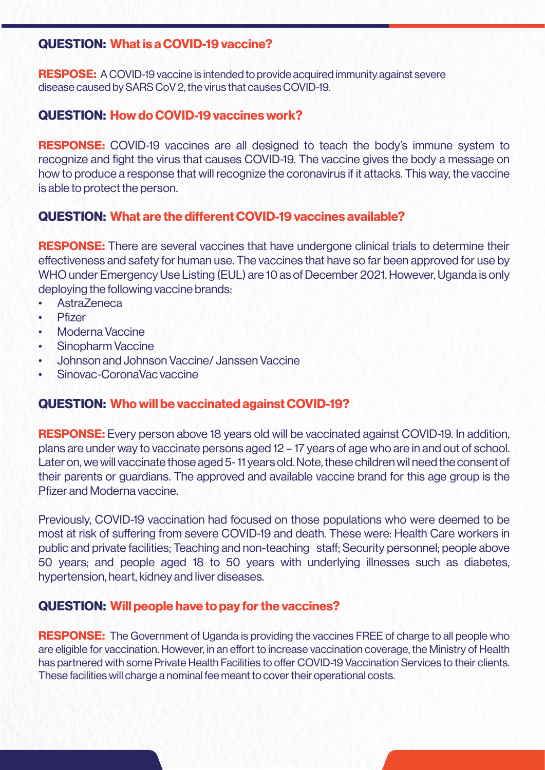### QUESTION: What is a COVID-19 vaccine?

**RESPOSE:** A COVID-19 vaccine is intended to provide acquired immunity against severe disease caused by SARS CoV 2, the virus that causes COVID-19.

### QUESTION: How do COVID-19 vaccines work?

**RESPONSE:** COVID-19 vaccines are all designed to teach the body's immune system to recognize and fight the virus that causes COVID-19. The vaccine gives the body a message on how to produce a response that will recognize the coronavirus if it attacks. This way, the vaccine is able to protect the person.

### QUESTION: What are the different COVID-19 vaccines available?

**RESPONSE:** There are several vaccines that have undergone clinical trials to determine their effectiveness and safety for human use. The vaccines that have so far been approved for use by WHO under Emergency Use Listing (EUL) are 10 as of December 2021. However, Uganda is only deploying the following vaccine brands:

- AstraZeneca
- Pfizer
- Moderna Vaccine
- Sinopharm Vaccine
- Johnson and Johnson Vaccine/ Janssen Vaccine
- Sinovac-CoronaVac vaccine

### QUESTION: Who will be vaccinated against COVID-19?

**RESPONSE:** Every person above 18 years old will be vaccinated against COVID-19. In addition, plans are under way to vaccinate persons aged 12 – 17 years of age who are in and out of school. Later on, we will vaccinate those aged 5- 11 years old. Note, these children wil need the consent of their parents or guardians. The approved and available vaccine brand for this age group is the Pfizer and Moderna vaccine.

Previously, COVID-19 vaccination had focused on those populations who were deemed to be most at risk of suffering from severe COVID-19 and death. These were: Health Care workers in public and private facilities; Teaching and non-teaching staff; Security personnel; people above 50 years; and people aged 18 to 50 years with underlying illnesses such as diabetes, hypertension, heart, kidney and liver diseases.

### QUESTION: Will people have to pay for the vaccines?

**RESPONSE:** The Government of Uganda is providing the vaccines FREE of charge to all people who are eligible for vaccination. However, in an effort to increase vaccination coverage, the Ministry of Health has partnered with some Private Health Facilities to offer COVID-19 Vaccination Services to their clients. These facilities will charge a nominal fee meant to cover their operational costs.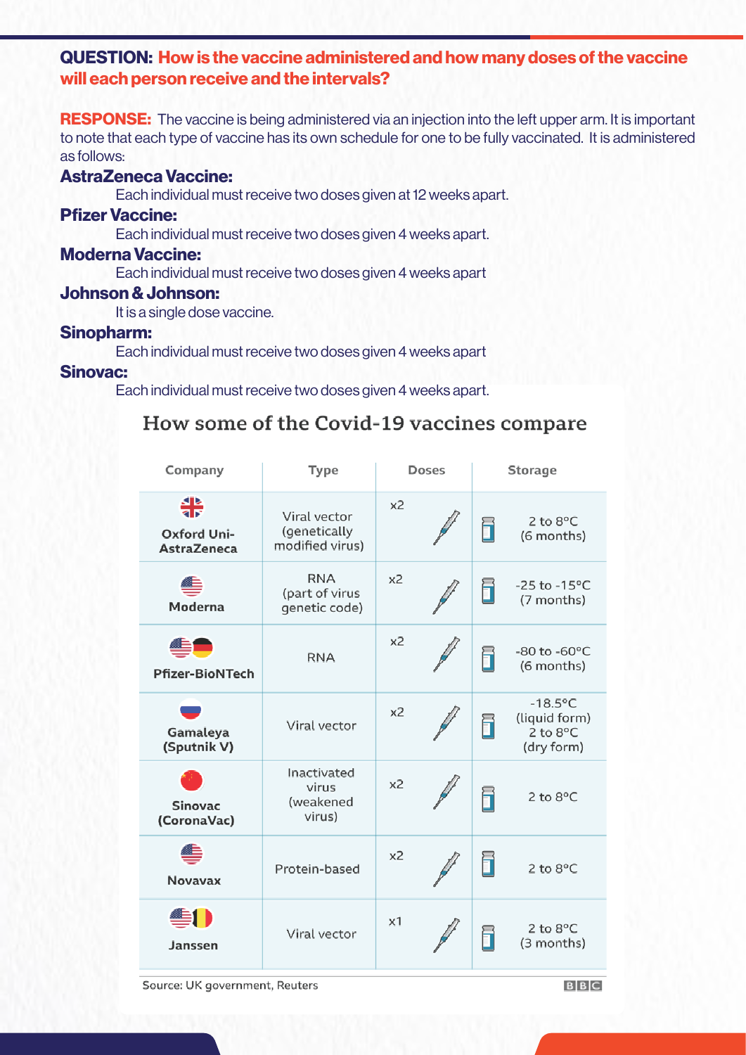**QUESTION: How is the vaccine administered and how many doses of the vaccine will each person receive and the intervals?**

**RESPONSE:** The vaccine is being administered via an injection into the left upper arm. It is important to note that each type of vaccine has its own schedule for one to be fully vaccinated. It is administered as follows:

**AstraZeneca Vaccine:**

Each individual must receive two doses given at 12 weeks apart.

**Pfizer Vaccine:**

Each individual must receive two doses given 4 weeks apart.

**Moderna Vaccine:**

Each individual must receive two doses given 4 weeks apart

**Johnson & Johnson:**

It is a single dose vaccine.

**Sinopharm:**

Each individual must receive two doses given 4 weeks apart

**Sinovac:**

Each individual must receive two doses given 4 weeks apart.

## How some of the Covid-19 vaccines compare

| Company | Type | Doses | Storage |
|---|---|---|---|
| Oxford Uni-AstraZeneca | Viral vector (genetically modified virus) | x2 | 2 to 8°C (6 months) |
| Moderna | RNA (part of virus genetic code) | x2 | -25 to -15°C (7 months) |
| Pfizer-BioNTech | RNA | x2 | -80 to -60°C (6 months) |
| Gamaleya (Sputnik V) | Viral vector | x2 | -18.5°C (liquid form) 2 to 8°C (dry form) |
| Sinovac (CoronaVac) | Inactivated virus (weakened virus) | x2 | 2 to 8°C |
| Novavax | Protein-based | x2 | 2 to 8°C |
| Janssen | Viral vector | x1 | 2 to 8°C (3 months) |

Source: UK government, Reuters

BBC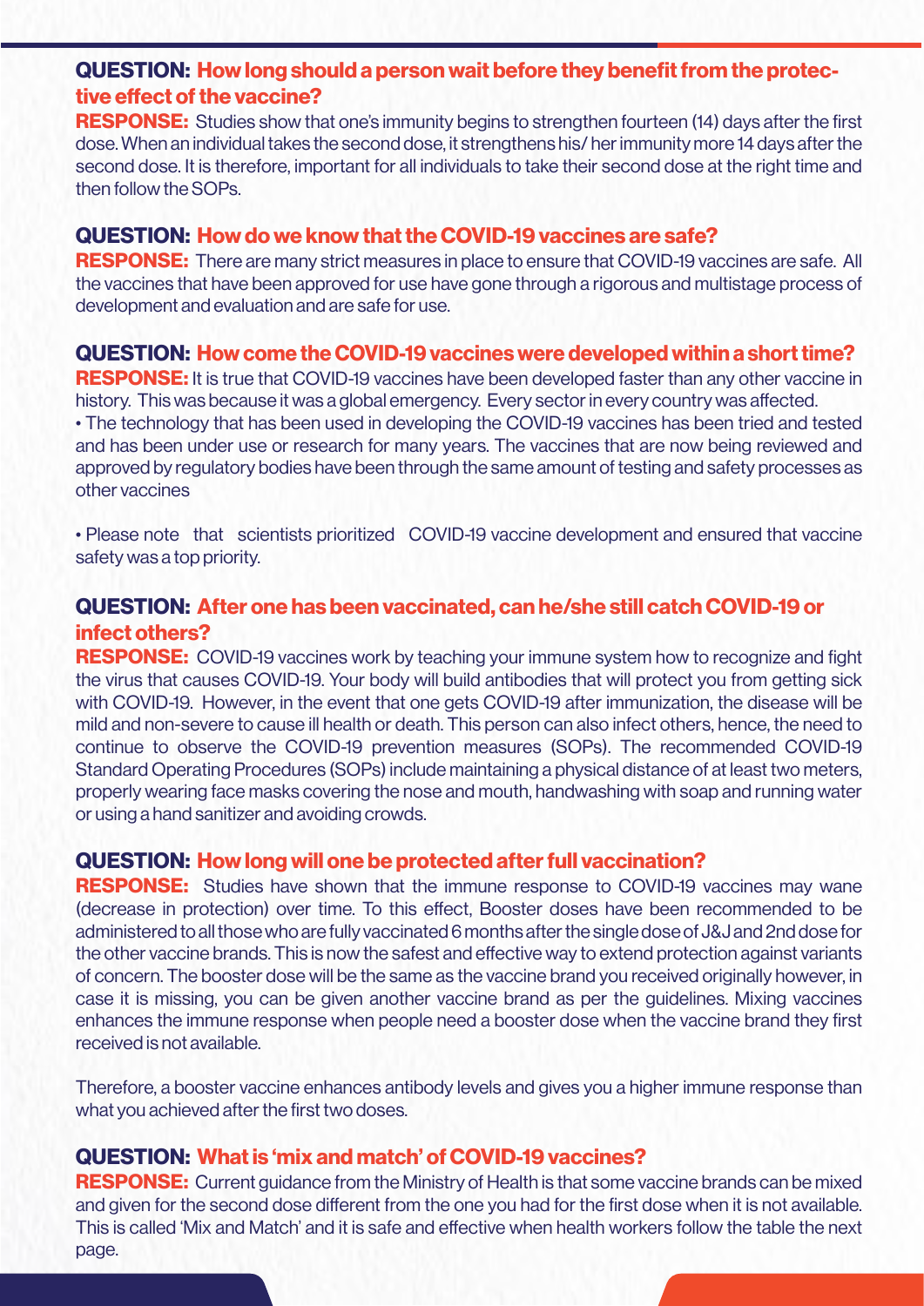**QUESTION: How long should a person wait before they benefit from the protective effect of the vaccine?**

**RESPONSE:** Studies show that one's immunity begins to strengthen fourteen (14) days after the first dose. When an individual takes the second dose, it strengthens his/ her immunity more 14 days after the second dose. It is therefore, important for all individuals to take their second dose at the right time and then follow the SOPs.

**QUESTION: How do we know that the COVID-19 vaccines are safe?**

**RESPONSE:** There are many strict measures in place to ensure that COVID-19 vaccines are safe. All the vaccines that have been approved for use have gone through a rigorous and multistage process of development and evaluation and are safe for use.

**QUESTION: How come the COVID-19 vaccines were developed within a short time?**

**RESPONSE:** It is true that COVID-19 vaccines have been developed faster than any other vaccine in history. This was because it was a global emergency. Every sector in every country was affected.

- The technology that has been used in developing the COVID-19 vaccines has been tried and tested and has been under use or research for many years. The vaccines that are now being reviewed and approved by regulatory bodies have been through the same amount of testing and safety processes as other vaccines

- Please note that scientists prioritized COVID-19 vaccine development and ensured that vaccine safety was a top priority.

**QUESTION: After one has been vaccinated, can he/she still catch COVID-19 or infect others?**

**RESPONSE:** COVID-19 vaccines work by teaching your immune system how to recognize and fight the virus that causes COVID-19. Your body will build antibodies that will protect you from getting sick with COVID-19. However, in the event that one gets COVID-19 after immunization, the disease will be mild and non-severe to cause ill health or death. This person can also infect others, hence, the need to continue to observe the COVID-19 prevention measures (SOPs). The recommended COVID-19 Standard Operating Procedures (SOPs) include maintaining a physical distance of at least two meters, properly wearing face masks covering the nose and mouth, handwashing with soap and running water or using a hand sanitizer and avoiding crowds.

**QUESTION: How long will one be protected after full vaccination?**

**RESPONSE:** Studies have shown that the immune response to COVID-19 vaccines may wane (decrease in protection) over time. To this effect, Booster doses have been recommended to be administered to all those who are fully vaccinated 6 months after the single dose of J&J and 2nd dose for the other vaccine brands. This is now the safest and effective way to extend protection against variants of concern. The booster dose will be the same as the vaccine brand you received originally however, in case it is missing, you can be given another vaccine brand as per the guidelines. Mixing vaccines enhances the immune response when people need a booster dose when the vaccine brand they first received is not available.

Therefore, a booster vaccine enhances antibody levels and gives you a higher immune response than what you achieved after the first two doses.

**QUESTION: What is 'mix and match' of COVID-19 vaccines?**

**RESPONSE:** Current guidance from the Ministry of Health is that some vaccine brands can be mixed and given for the second dose different from the one you had for the first dose when it is not available. This is called 'Mix and Match' and it is safe and effective when health workers follow the table the next page.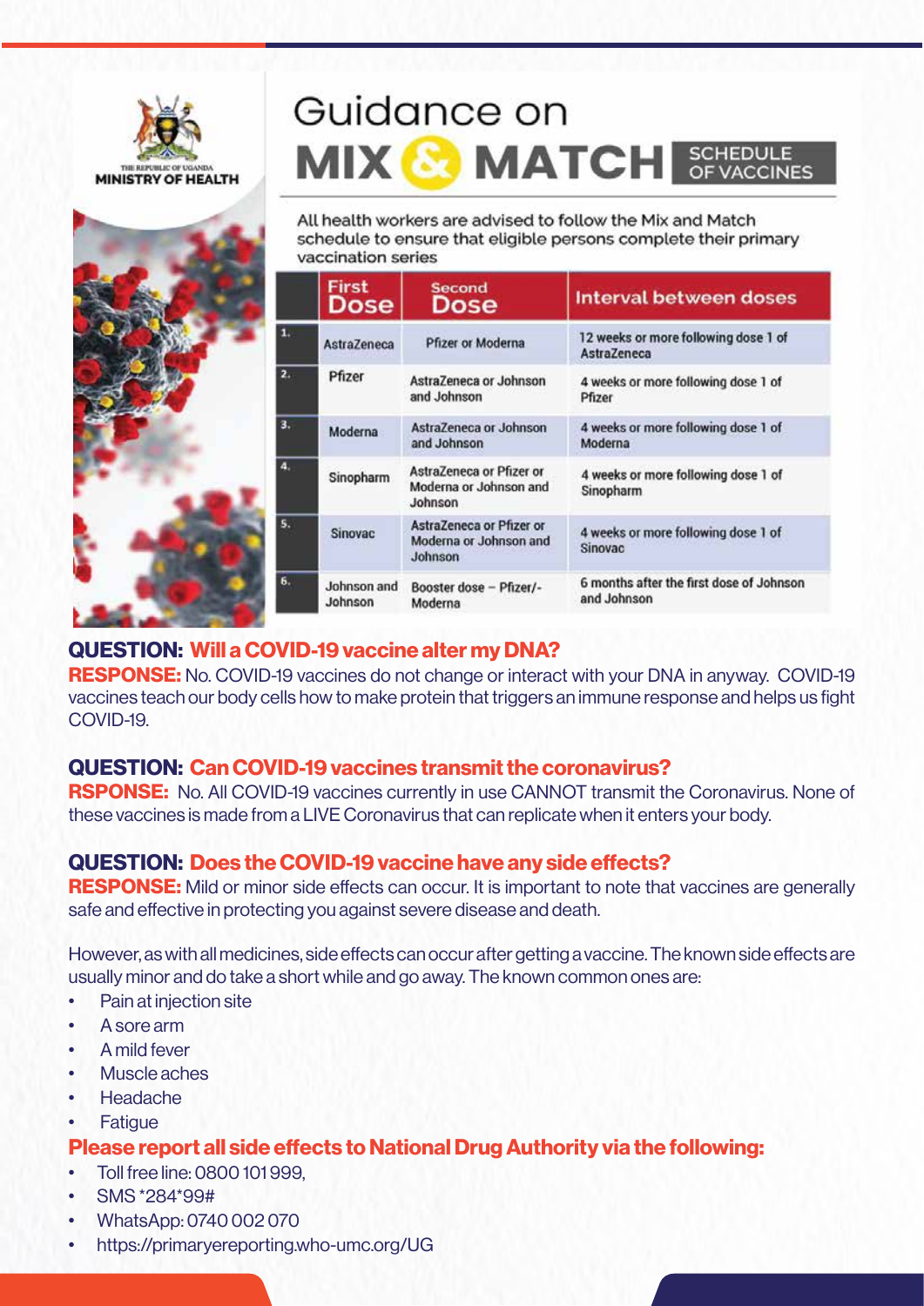THE REPUBLIC OF UGANDA
MINISTRY OF HEALTH

# Guidance on MIX & MATCH SCHEDULE OF VACCINES

All health workers are advised to follow the Mix and Match schedule to ensure that eligible persons complete their primary vaccination series

| | First Dose | Second Dose | Interval between doses |
|---|---|---|---|
| 1. | AstraZeneca | Pfizer or Moderna | 12 weeks or more following dose 1 of AstraZeneca |
| 2. | Pfizer | AstraZeneca or Johnson and Johnson | 4 weeks or more following dose 1 of Pfizer |
| 3. | Moderna | AstraZeneca or Johnson and Johnson | 4 weeks or more following dose 1 of Moderna |
| 4. | Sinopharm | AstraZeneca or Pfizer or Moderna or Johnson and Johnson | 4 weeks or more following dose 1 of Sinopharm |
| 5. | Sinovac | AstraZeneca or Pfizer or Moderna or Johnson and Johnson | 4 weeks or more following dose 1 of Sinovac |
| 6. | Johnson and Johnson | Booster dose – Pfizer/-Moderna | 6 months after the first dose of Johnson and Johnson |

### QUESTION: Will a COVID-19 vaccine alter my DNA?

**RESPONSE:** No. COVID-19 vaccines do not change or interact with your DNA in anyway. COVID-19 vaccines teach our body cells how to make protein that triggers an immune response and helps us fight COVID-19.

### QUESTION: Can COVID-19 vaccines transmit the coronavirus?

**RSPONSE:** No. All COVID-19 vaccines currently in use CANNOT transmit the Coronavirus. None of these vaccines is made from a LIVE Coronavirus that can replicate when it enters your body.

### QUESTION: Does the COVID-19 vaccine have any side effects?

**RESPONSE:** Mild or minor side effects can occur. It is important to note that vaccines are generally safe and effective in protecting you against severe disease and death.

However, as with all medicines, side effects can occur after getting a vaccine. The known side effects are usually minor and do take a short while and go away. The known common ones are:

- Pain at injection site
- A sore arm
- A mild fever
- Muscle aches
- Headache
- Fatigue

**Please report all side effects to National Drug Authority via the following:**

- Toll free line: 0800 101 999,
- SMS *284*99#
- WhatsApp: 0740 002 070
- https://primaryereporting.who-umc.org/UG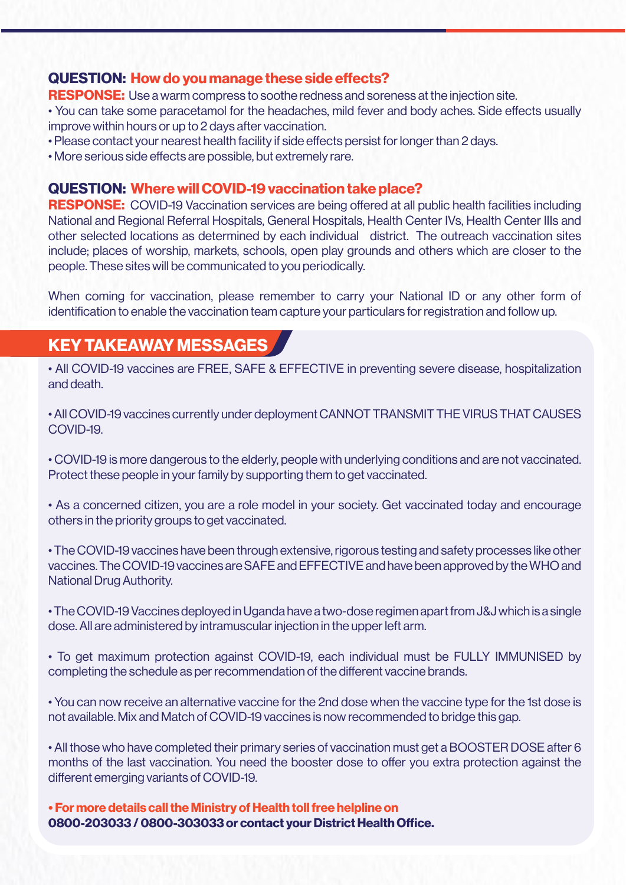**QUESTION: How do you manage these side effects?**

**RESPONSE:** Use a warm compress to soothe redness and soreness at the injection site.

- You can take some paracetamol for the headaches, mild fever and body aches. Side effects usually improve within hours or up to 2 days after vaccination.
- Please contact your nearest health facility if side effects persist for longer than 2 days.
- More serious side effects are possible, but extremely rare.

**QUESTION: Where will COVID-19 vaccination take place?**

**RESPONSE:** COVID-19 Vaccination services are being offered at all public health facilities including National and Regional Referral Hospitals, General Hospitals, Health Center IVs, Health Center IIIs and other selected locations as determined by each individual district. The outreach vaccination sites include; places of worship, markets, schools, open play grounds and others which are closer to the people. These sites will be communicated to you periodically.

When coming for vaccination, please remember to carry your National ID or any other form of identification to enable the vaccination team capture your particulars for registration and follow up.

## KEY TAKEAWAY MESSAGES

- All COVID-19 vaccines are FREE, SAFE & EFFECTIVE in preventing severe disease, hospitalization and death.

- All COVID-19 vaccines currently under deployment CANNOT TRANSMIT THE VIRUS THAT CAUSES COVID-19.

- COVID-19 is more dangerous to the elderly, people with underlying conditions and are not vaccinated. Protect these people in your family by supporting them to get vaccinated.

- As a concerned citizen, you are a role model in your society. Get vaccinated today and encourage others in the priority groups to get vaccinated.

- The COVID-19 vaccines have been through extensive, rigorous testing and safety processes like other vaccines. The COVID-19 vaccines are SAFE and EFFECTIVE and have been approved by the WHO and National Drug Authority.

- The COVID-19 Vaccines deployed in Uganda have a two-dose regimen apart from J&J which is a single dose. All are administered by intramuscular injection in the upper left arm.

- To get maximum protection against COVID-19, each individual must be FULLY IMMUNISED by completing the schedule as per recommendation of the different vaccine brands.

- You can now receive an alternative vaccine for the 2nd dose when the vaccine type for the 1st dose is not available. Mix and Match of COVID-19 vaccines is now recommended to bridge this gap.

- All those who have completed their primary series of vaccination must get a BOOSTER DOSE after 6 months of the last vaccination. You need the booster dose to offer you extra protection against the different emerging variants of COVID-19.

- **For more details call the Ministry of Health toll free helpline on 0800-203033 / 0800-303033 or contact your District Health Office.**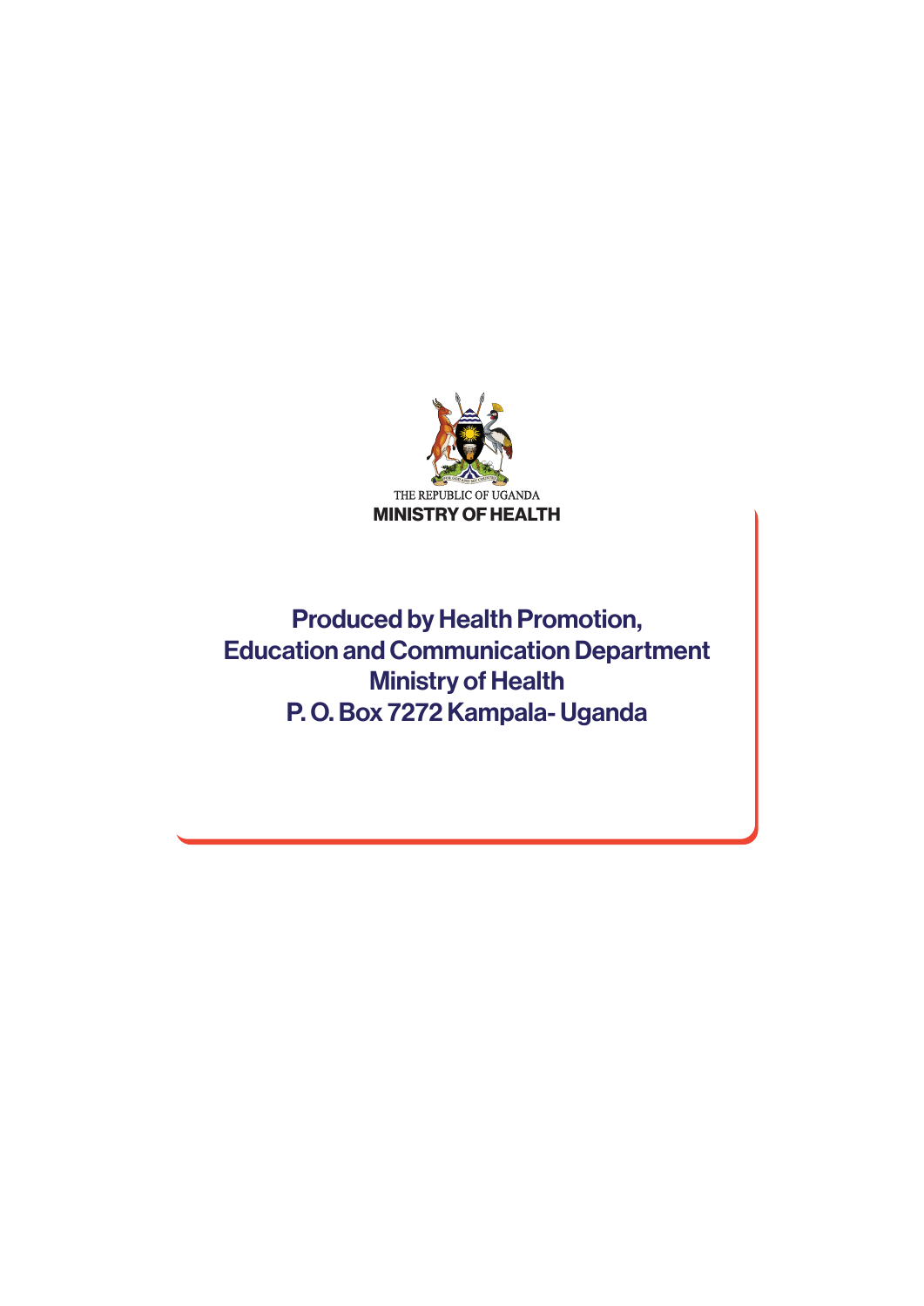THE REPUBLIC OF UGANDA

**MINISTRY OF HEALTH**

**Produced by Health Promotion, Education and Communication Department Ministry of Health P. O. Box 7272 Kampala- Uganda**